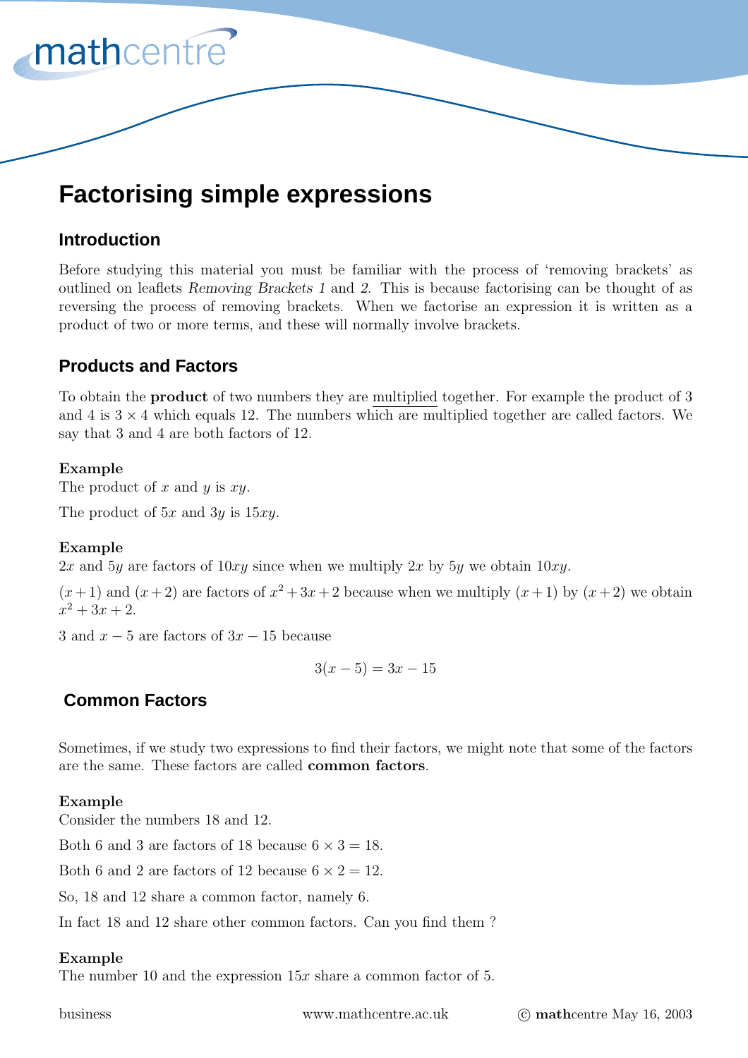# Factorising simple expressions

## Introduction

Before studying this material you must be familiar with the process of 'removing brackets' as outlined on leaflets *Removing Brackets 1* and *2*. This is because factorising can be thought of as reversing the process of removing brackets. When we factorise an expression it is written as a product of two or more terms, and these will normally involve brackets.

## Products and Factors

To obtain the **product** of two numbers they are multiplied together. For example the product of 3 and 4 is $3 \times 4$ which equals 12. The numbers which are multiplied together are called factors. We say that 3 and 4 are both factors of 12.

**Example**

The product of $x$ and $y$ is $xy$.

The product of $5x$ and $3y$ is $15xy$.

**Example**

$2x$ and $5y$ are factors of $10xy$ since when we multiply $2x$ by $5y$ we obtain $10xy$.

$(x+1)$ and $(x+2)$ are factors of $x^2+3x+2$ because when we multiply $(x+1)$ by $(x+2)$ we obtain $x^2+3x+2$.

3 and $x-5$ are factors of $3x-15$ because

$$3(x-5) = 3x - 15$$

## Common Factors

Sometimes, if we study two expressions to find their factors, we might note that some of the factors are the same. These factors are called **common factors**.

**Example**

Consider the numbers 18 and 12.

Both 6 and 3 are factors of 18 because $6 \times 3 = 18$.

Both 6 and 2 are factors of 12 because $6 \times 2 = 12$.

So, 18 and 12 share a common factor, namely 6.

In fact 18 and 12 share other common factors. Can you find them ?

**Example**

The number 10 and the expression $15x$ share a common factor of 5.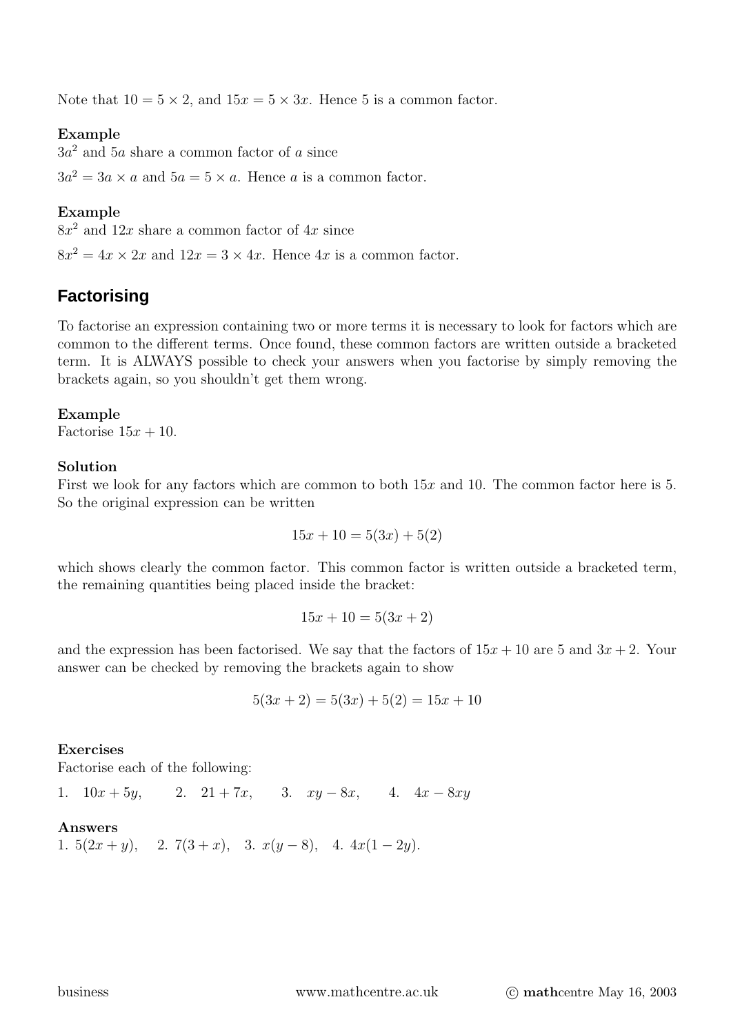Note that $10 = 5 \times 2$, and $15x = 5 \times 3x$. Hence 5 is a common factor.

**Example**

$3a^2$ and $5a$ share a common factor of $a$ since

$3a^2 = 3a \times a$ and $5a = 5 \times a$. Hence $a$ is a common factor.

**Example**

$8x^2$ and $12x$ share a common factor of $4x$ since

$8x^2 = 4x \times 2x$ and $12x = 3 \times 4x$. Hence $4x$ is a common factor.

## Factorising

To factorise an expression containing two or more terms it is necessary to look for factors which are common to the different terms. Once found, these common factors are written outside a bracketed term. It is ALWAYS possible to check your answers when you factorise by simply removing the brackets again, so you shouldn't get them wrong.

**Example**

Factorise $15x + 10$.

**Solution**

First we look for any factors which are common to both $15x$ and 10. The common factor here is 5. So the original expression can be written

$$15x + 10 = 5(3x) + 5(2)$$

which shows clearly the common factor. This common factor is written outside a bracketed term, the remaining quantities being placed inside the bracket:

$$15x + 10 = 5(3x + 2)$$

and the expression has been factorised. We say that the factors of $15x + 10$ are 5 and $3x + 2$. Your answer can be checked by removing the brackets again to show

$$5(3x + 2) = 5(3x) + 5(2) = 15x + 10$$

**Exercises**

Factorise each of the following:

1. $10x + 5y$, 2. $21 + 7x$, 3. $xy - 8x$, 4. $4x - 8xy$

**Answers**

1. $5(2x + y)$, 2. $7(3 + x)$, 3. $x(y - 8)$, 4. $4x(1 - 2y)$.